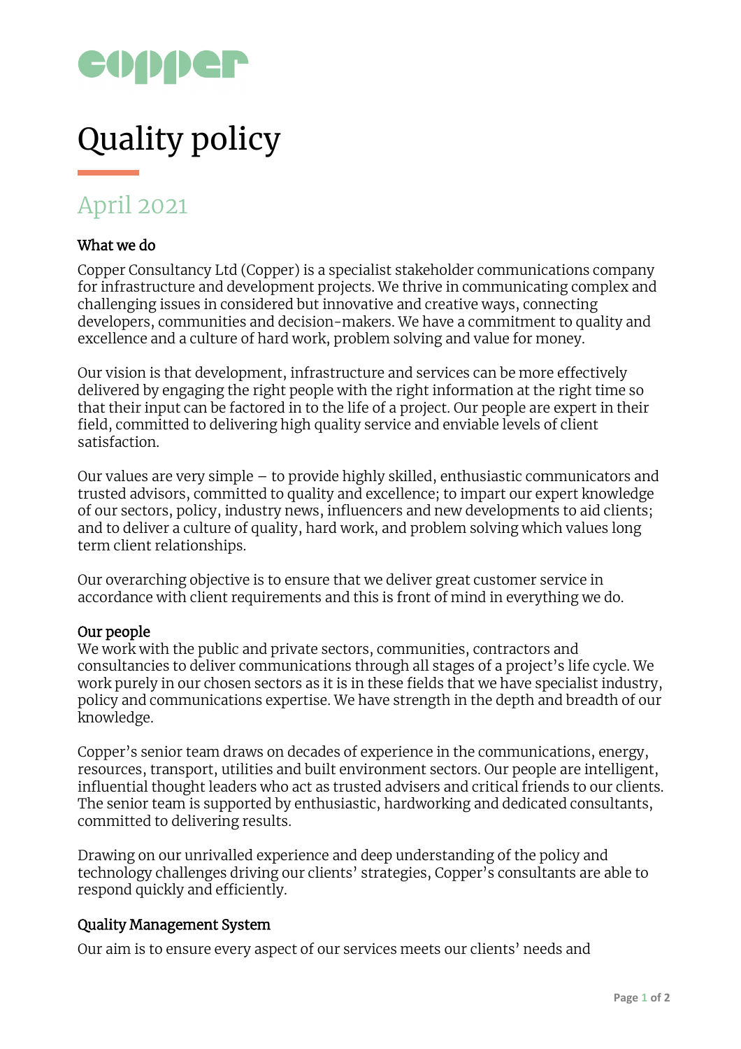copper

# Quality policy

## April 2021

### What we do

Copper Consultancy Ltd (Copper) is a specialist stakeholder communications company for infrastructure and development projects. We thrive in communicating complex and challenging issues in considered but innovative and creative ways, connecting developers, communities and decision-makers. We have a commitment to quality and excellence and a culture of hard work, problem solving and value for money.

Our vision is that development, infrastructure and services can be more effectively delivered by engaging the right people with the right information at the right time so that their input can be factored in to the life of a project. Our people are expert in their field, committed to delivering high quality service and enviable levels of client satisfaction.

Our values are very simple – to provide highly skilled, enthusiastic communicators and trusted advisors, committed to quality and excellence; to impart our expert knowledge of our sectors, policy, industry news, influencers and new developments to aid clients; and to deliver a culture of quality, hard work, and problem solving which values long term client relationships.

Our overarching objective is to ensure that we deliver great customer service in accordance with client requirements and this is front of mind in everything we do.

### Our people

We work with the public and private sectors, communities, contractors and consultancies to deliver communications through all stages of a project's life cycle. We work purely in our chosen sectors as it is in these fields that we have specialist industry, policy and communications expertise. We have strength in the depth and breadth of our knowledge.

Copper's senior team draws on decades of experience in the communications, energy, resources, transport, utilities and built environment sectors. Our people are intelligent, influential thought leaders who act as trusted advisers and critical friends to our clients. The senior team is supported by enthusiastic, hardworking and dedicated consultants, committed to delivering results.

Drawing on our unrivalled experience and deep understanding of the policy and technology challenges driving our clients' strategies, Copper's consultants are able to respond quickly and efficiently.

### Quality Management System

Our aim is to ensure every aspect of our services meets our clients' needs and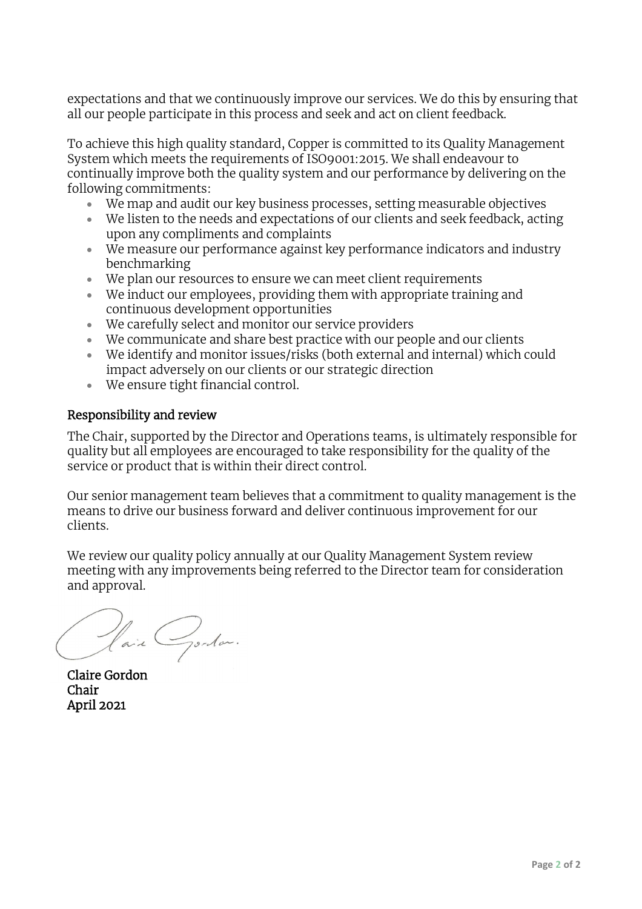expectations and that we continuously improve our services. We do this by ensuring that all our people participate in this process and seek and act on client feedback.

To achieve this high quality standard, Copper is committed to its Quality Management System which meets the requirements of ISO9001:2015. We shall endeavour to continually improve both the quality system and our performance by delivering on the following commitments:

- We map and audit our key business processes, setting measurable objectives
- We listen to the needs and expectations of our clients and seek feedback, acting upon any compliments and complaints
- We measure our performance against key performance indicators and industry benchmarking
- We plan our resources to ensure we can meet client requirements
- We induct our employees, providing them with appropriate training and continuous development opportunities
- We carefully select and monitor our service providers
- We communicate and share best practice with our people and our clients
- We identify and monitor issues/risks (both external and internal) which could impact adversely on our clients or our strategic direction
- We ensure tight financial control.

## Responsibility and review

The Chair, supported by the Director and Operations teams, is ultimately responsible for quality but all employees are encouraged to take responsibility for the quality of the service or product that is within their direct control.

Our senior management team believes that a commitment to quality management is the means to drive our business forward and deliver continuous improvement for our clients.

We review our quality policy annually at our Quality Management System review meeting with any improvements being referred to the Director team for consideration and approval.

Claire Gordon
Chair
April 2021